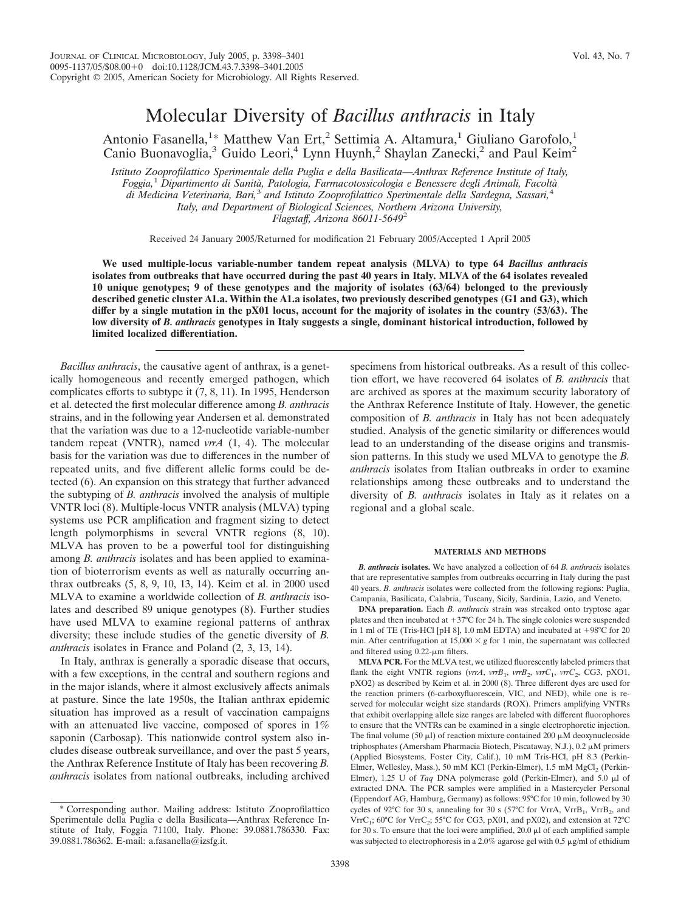# Molecular Diversity of *Bacillus anthracis* in Italy

Antonio Fasanella,[1*] Matthew Van Ert,[2] Settimia A. Altamura,[1] Giuliano Garofolo,[1] Canio Buonavoglia,[3] Guido Leori,[4] Lynn Huynh,[2] Shaylan Zanecki,[2] and Paul Keim[2]

*Istituto Zooprofilattico Sperimentale della Puglia e della Basilicata—Anthrax Reference Institute of Italy, Foggia,[1] Dipartimento di Sanità, Patologia, Farmacotossicologia e Benessere degli Animali, Facoltà di Medicina Veterinaria, Bari,[3] and Istituto Zooprofilattico Sperimentale della Sardegna, Sassari,[4] Italy, and Department of Biological Sciences, Northern Arizona University, Flagstaff, Arizona 86011-5649[2]*

Received 24 January 2005/Returned for modification 21 February 2005/Accepted 1 April 2005

**We used multiple-locus variable-number tandem repeat analysis (MLVA) to type 64 *Bacillus anthracis* isolates from outbreaks that have occurred during the past 40 years in Italy. MLVA of the 64 isolates revealed 10 unique genotypes; 9 of these genotypes and the majority of isolates (63/64) belonged to the previously described genetic cluster A1.a. Within the A1.a isolates, two previously described genotypes (G1 and G3), which differ by a single mutation in the pX01 locus, account for the majority of isolates in the country (53/63). The low diversity of *B. anthracis* genotypes in Italy suggests a single, dominant historical introduction, followed by limited localized differentiation.**

*Bacillus anthracis*, the causative agent of anthrax, is a genetically homogeneous and recently emerged pathogen, which complicates efforts to subtype it (7, 8, 11). In 1995, Henderson et al. detected the first molecular difference among *B. anthracis* strains, and in the following year Andersen et al. demonstrated that the variation was due to a 12-nucleotide variable-number tandem repeat (VNTR), named *vrrA* (1, 4). The molecular basis for the variation was due to differences in the number of repeated units, and five different allelic forms could be detected (6). An expansion on this strategy that further advanced the subtyping of *B. anthracis* involved the analysis of multiple VNTR loci (8). Multiple-locus VNTR analysis (MLVA) typing systems use PCR amplification and fragment sizing to detect length polymorphisms in several VNTR regions (8, 10). MLVA has proven to be a powerful tool for distinguishing among *B. anthracis* isolates and has been applied to examination of bioterrorism events as well as naturally occurring anthrax outbreaks (5, 8, 9, 10, 13, 14). Keim et al. in 2000 used MLVA to examine a worldwide collection of *B. anthracis* isolates and described 89 unique genotypes (8). Further studies have used MLVA to examine regional patterns of anthrax diversity; these include studies of the genetic diversity of *B. anthracis* isolates in France and Poland (2, 3, 13, 14).

In Italy, anthrax is generally a sporadic disease that occurs, with a few exceptions, in the central and southern regions and in the major islands, where it almost exclusively affects animals at pasture. Since the late 1950s, the Italian anthrax epidemic situation has improved as a result of vaccination campaigns with an attenuated live vaccine, composed of spores in 1% saponin (Carbosap). This nationwide control system also includes disease outbreak surveillance, and over the past 5 years, the Anthrax Reference Institute of Italy has been recovering *B. anthracis* isolates from national outbreaks, including archived specimens from historical outbreaks. As a result of this collection effort, we have recovered 64 isolates of *B. anthracis* that are archived as spores at the maximum security laboratory of the Anthrax Reference Institute of Italy. However, the genetic composition of *B. anthracis* in Italy has not been adequately studied. Analysis of the genetic similarity or differences would lead to an understanding of the disease origins and transmission patterns. In this study we used MLVA to genotype the *B. anthracis* isolates from Italian outbreaks in order to examine relationships among these outbreaks and to understand the diversity of *B. anthracis* isolates in Italy as it relates on a regional and a global scale.

## MATERIALS AND METHODS

***B. anthracis* isolates.** We have analyzed a collection of 64 *B. anthracis* isolates that are representative samples from outbreaks occurring in Italy during the past 40 years. *B. anthracis* isolates were collected from the following regions: Puglia, Campania, Basilicata, Calabria, Tuscany, Sicily, Sardinia, Lazio, and Veneto.

**DNA preparation.** Each *B. anthracis* strain was streaked onto tryptose agar plates and then incubated at +37°C for 24 h. The single colonies were suspended in 1 ml of TE (Tris-HCl [pH 8], 1.0 mM EDTA) and incubated at +98°C for 20 min. After centrifugation at 15,000 × *g* for 1 min, the supernatant was collected and filtered using 0.22-μm filters.

**MLVA PCR.** For the MLVA test, we utilized fluorescently labeled primers that flank the eight VNTR regions (*vrrA*, *vrrB*$_1$, *vrrB*$_2$, *vrrC*$_1$, *vrrC*$_2$, CG3, pXO1, pXO2) as described by Keim et al. in 2000 (8). Three different dyes are used for the reaction primers (6-carboxyfluorescein, VIC, and NED), while one is reserved for molecular weight size standards (ROX). Primers amplifying VNTRs that exhibit overlapping allele size ranges are labeled with different fluorophores to ensure that the VNTRs can be examined in a single electrophoretic injection. The final volume (50 μl) of reaction mixture contained 200 μM deoxynucleoside triphosphates (Amersham Pharmacia Biotech, Piscataway, N.J.), 0.2 μM primers (Applied Biosystems, Foster City, Calif.), 10 mM Tris-HCl, pH 8.3 (Perkin-Elmer, Wellesley, Mass.), 50 mM KCl (Perkin-Elmer), 1.5 mM $MgCl_2$ (Perkin-Elmer), 1.25 U of *Taq* DNA polymerase gold (Perkin-Elmer), and 5.0 μl of extracted DNA. The PCR samples were amplified in a Mastercycler Personal (Eppendorf AG, Hamburg, Germany) as follows: 95°C for 10 min, followed by 30 cycles of 92°C for 30 s, annealing for 30 s (57°C for VrrA, VrrB$_1$, VrrB$_2$, and VrrC$_1$; 60°C for VrrC$_2$; 55°C for CG3, pX01, and pX02), and extension at 72°C for 30 s. To ensure that the loci were amplified, 20.0 μl of each amplified sample was subjected to electrophoresis in a 2.0% agarose gel with 0.5 μg/ml of ethidium

\* Corresponding author. Mailing address: Istituto Zooprofilattico Sperimentale della Puglia e della Basilicata—Anthrax Reference Institute of Italy, Foggia 71100, Italy. Phone: 39.0881.786330. Fax: 39.0881.786362. E-mail: a.fasanella@izsfg.it.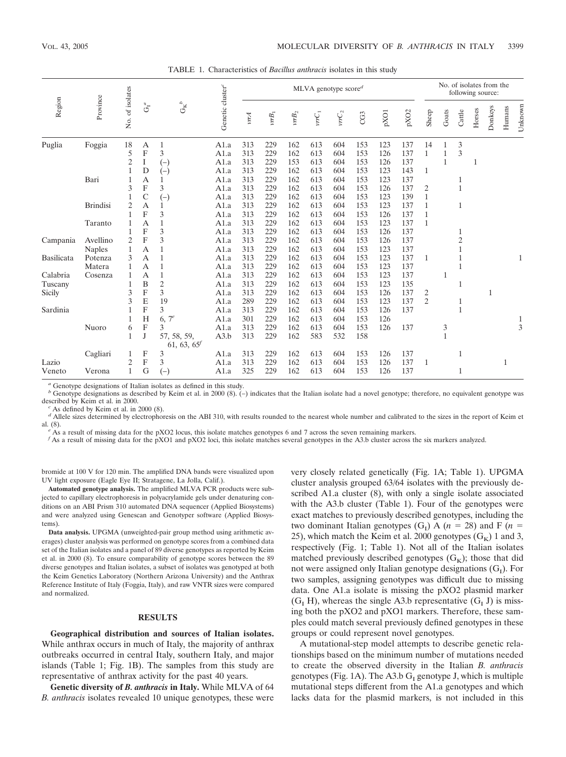TABLE 1. Characteristics of *Bacillus anthracis* isolates in this study

| Region | Province | No. of isolates | $G_I$[a] | $G_K$[b] | Genetic cluster[c] | MLVA genotype score[d] | | | | | | | | No. of isolates from the following source: | | | | | | |
|---|---|---|---|---|---|---|---|---|---|---|---|---|---|---|---|---|---|---|---|---|
| | | | | | | *vrrA* | *vrrB*$_1$ | *vrrB*$_2$ | *vrrC*$_1$ | *vrrC*$_2$ | CG3 | pXO1 | pXO2 | Sheep | Goats | Cattle | Horses | Donkeys | Humans | Unknown |
| Puglia | Foggia | 18 | A | 1 | A1.a | 313 | 229 | 162 | 613 | 604 | 153 | 123 | 137 | 14 | 1 | 3 | | | | |
| | | 5 | F | 3 | A1.a | 313 | 229 | 162 | 613 | 604 | 153 | 126 | 137 | 1 | 1 | 3 | | | | |
| | | 2 | I | (–) | A1.a | 313 | 229 | 153 | 613 | 604 | 153 | 126 | 137 | | 1 | | 1 | | | |
| | | 1 | D | (–) | A1.a | 313 | 229 | 162 | 613 | 604 | 153 | 123 | 143 | 1 | | | | | | |
| | Bari | 1 | A | 1 | A1.a | 313 | 229 | 162 | 613 | 604 | 153 | 123 | 137 | | | 1 | | | | |
| | | 3 | F | 3 | A1.a | 313 | 229 | 162 | 613 | 604 | 153 | 126 | 137 | 2 | | 1 | | | | |
| | | 1 | C | (–) | A1.a | 313 | 229 | 162 | 613 | 604 | 153 | 123 | 139 | 1 | | | | | | |
| | Brindisi | 2 | A | 1 | A1.a | 313 | 229 | 162 | 613 | 604 | 153 | 123 | 137 | 1 | | 1 | | | | |
| | | 1 | F | 3 | A1.a | 313 | 229 | 162 | 613 | 604 | 153 | 126 | 137 | 1 | | | | | | |
| | Taranto | 1 | A | 1 | A1.a | 313 | 229 | 162 | 613 | 604 | 153 | 123 | 137 | 1 | | | | | | |
| | | 1 | F | 3 | A1.a | 313 | 229 | 162 | 613 | 604 | 153 | 126 | 137 | | | 1 | | | | |
| Campania | Avellino | 2 | F | 3 | A1.a | 313 | 229 | 162 | 613 | 604 | 153 | 126 | 137 | | | 2 | | | | |
| | Naples | 1 | A | 1 | A1.a | 313 | 229 | 162 | 613 | 604 | 153 | 123 | 137 | | | 1 | | | | |
| Basilicata | Potenza | 3 | A | 1 | A1.a | 313 | 229 | 162 | 613 | 604 | 153 | 123 | 137 | 1 | | 1 | | | | 1 |
| | Matera | 1 | A | 1 | A1.a | 313 | 229 | 162 | 613 | 604 | 153 | 123 | 137 | | | 1 | | | | |
| Calabria | Cosenza | 1 | A | 1 | A1.a | 313 | 229 | 162 | 613 | 604 | 153 | 123 | 137 | | 1 | | | | | |
| Tuscany | | 1 | B | 2 | A1.a | 313 | 229 | 162 | 613 | 604 | 153 | 123 | 135 | | | 1 | | | | |
| Sicily | | 3 | F | 3 | A1.a | 313 | 229 | 162 | 613 | 604 | 153 | 126 | 137 | 2 | | | | 1 | | |
| | | 3 | E | 19 | A1.a | 289 | 229 | 162 | 613 | 604 | 153 | 123 | 137 | 2 | | 1 | | | | |
| Sardinia | | 1 | F | 3 | A1.a | 313 | 229 | 162 | 613 | 604 | 153 | 126 | 137 | | | 1 | | | | |
| | | 1 | H | 6, 7[e] | A1.a | 301 | 229 | 162 | 613 | 604 | 153 | 126 | | | | | | | | 1 |
| | Nuoro | 6 | F | 3 | A1.a | 313 | 229 | 162 | 613 | 604 | 153 | 126 | 137 | | 3 | | | | | 3 |
| | | 1 | J | 57, 58, 59, 61, 63, 65[f] | A3.b | 313 | 229 | 162 | 583 | 532 | 158 | | | | 1 | | | | | |
| | Cagliari | 1 | F | 3 | A1.a | 313 | 229 | 162 | 613 | 604 | 153 | 126 | 137 | | | 1 | | | | |
| Lazio | | 2 | F | 3 | A1.a | 313 | 229 | 162 | 613 | 604 | 153 | 126 | 137 | 1 | | | | | 1 | |
| Veneto | Verona | 1 | G | (–) | A1.a | 325 | 229 | 162 | 613 | 604 | 153 | 126 | 137 | | | 1 | | | | |

[a] Genotype designations of Italian isolates as defined in this study.
[b] Genotype designations as described by Keim et al. in 2000 (8). (–) indicates that the Italian isolate had a novel genotype; therefore, no equivalent genotype was described by Keim et al. in 2000.
[c] As defined by Keim et al. in 2000 (8).
[d] Allele sizes determined by electrophoresis on the ABI 310, with results rounded to the nearest whole number and calibrated to the sizes in the report of Keim et al. (8).
[e] As a result of missing data for the pXO2 locus, this isolate matches genotypes 6 and 7 across the seven remaining markers.
[f] As a result of missing data for the pXO1 and pXO2 loci, this isolate matches several genotypes in the A3.b cluster across the six markers analyzed.

bromide at 100 V for 120 min. The amplified DNA bands were visualized upon UV light exposure (Eagle Eye II; Stratagene, La Jolla, Calif.).

**Automated genotype analysis.** The amplified MLVA PCR products were subjected to capillary electrophoresis in polyacrylamide gels under denaturing conditions on an ABI Prism 310 automated DNA sequencer (Applied Biosystems) and were analyzed using Genescan and Genotyper software (Applied Biosystems).

**Data analysis.** UPGMA (unweighted-pair group method using arithmetic averages) cluster analysis was performed on genotype scores from a combined data set of the Italian isolates and a panel of 89 diverse genotypes as reported by Keim et al. in 2000 (8). To ensure comparability of genotype scores between the 89 diverse genotypes and Italian isolates, a subset of isolates was genotyped at both the Keim Genetics Laboratory (Northern Arizona University) and the Anthrax Reference Institute of Italy (Foggia, Italy), and raw VNTR sizes were compared and normalized.

## RESULTS

**Geographical distribution and sources of Italian isolates.** While anthrax occurs in much of Italy, the majority of anthrax outbreaks occurred in central Italy, southern Italy, and major islands (Table 1; Fig. 1B). The samples from this study are representative of anthrax activity for the past 40 years.

**Genetic diversity of *B. anthracis* in Italy.** While MLVA of 64 *B. anthracis* isolates revealed 10 unique genotypes, these were very closely related genetically (Fig. 1A; Table 1). UPGMA cluster analysis grouped 63/64 isolates with the previously described A1.a cluster (8), with only a single isolate associated with the A3.b cluster (Table 1). Four of the genotypes were exact matches to previously described genotypes, including the two dominant Italian genotypes ($G_I$) A ($n = 28$) and F ($n = 25$), which match the Keim et al. 2000 genotypes ($G_K$) 1 and 3, respectively (Fig. 1; Table 1). Not all of the Italian isolates matched previously described genotypes ($G_K$); those that did not were assigned only Italian genotype designations ($G_I$). For two samples, assigning genotypes was difficult due to missing data. One A1.a isolate is missing the pXO2 plasmid marker ($G_I$ H), whereas the single A3.b representative ($G_I$ J) is missing both the pXO2 and pXO1 markers. Therefore, these samples could match several previously defined genotypes in these groups or could represent novel genotypes.

A mutational-step model attempts to describe genetic relationships based on the minimum number of mutations needed to create the observed diversity in the Italian *B. anthracis* genotypes (Fig. 1A). The A3.b $G_I$ genotype J, which is multiple mutational steps different from the A1.a genotypes and which lacks data for the plasmid markers, is not included in this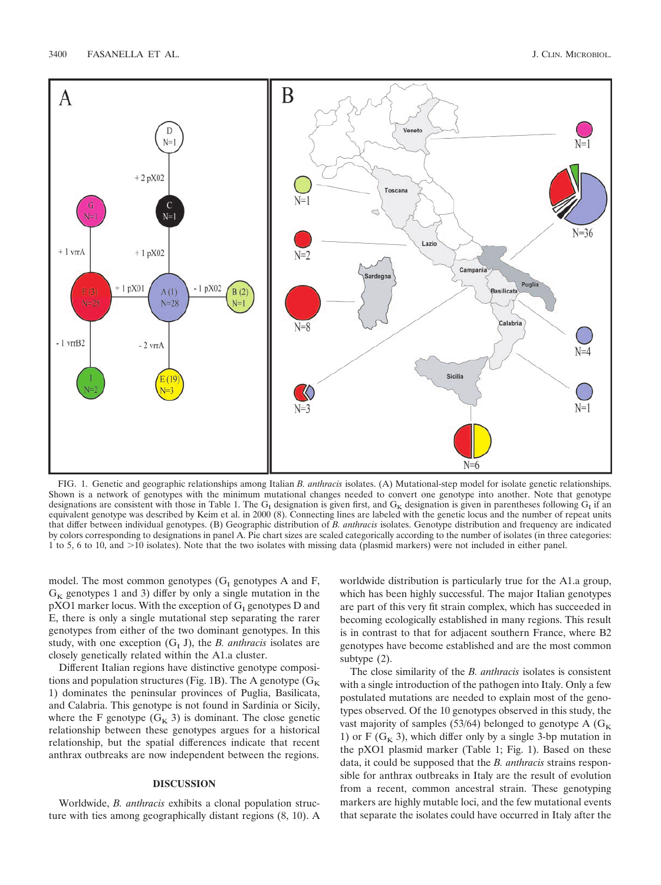A

D
N=1

+ 2 pX02

C
N=1

G
N=1

+ 1 vrrA

+ 1 pX02

F (3)
N=25

+ 1 pX01

A (1)
N=28

- 1 pX02

B (2)
N=1

- 1 vrrB2

- 2 vrrA

I
N=2

E (19)
N=3

B

Veneto

Toscana

Lazio

Sardegna

Campania

Puglia

Basilicata

Calabria

Sicilia

N=1

N=1

N=36

N=2

N=8

N=4

N=3

N=1

N=6

FIG. 1. Genetic and geographic relationships among Italian *B. anthracis* isolates. (A) Mutational-step model for isolate genetic relationships. Shown is a network of genotypes with the minimum mutational changes needed to convert one genotype into another. Note that genotype designations are consistent with those in Table 1. The $G_I$ designation is given first, and $G_K$ designation is given in parentheses following $G_I$ if an equivalent genotype was described by Keim et al. in 2000 (8). Connecting lines are labeled with the genetic locus and the number of repeat units that differ between individual genotypes. (B) Geographic distribution of *B. anthracis* isolates. Genotype distribution and frequency are indicated by colors corresponding to designations in panel A. Pie chart sizes are scaled categorically according to the number of isolates (in three categories: 1 to 5, 6 to 10, and >10 isolates). Note that the two isolates with missing data (plasmid markers) were not included in either panel.

model. The most common genotypes ($G_I$ genotypes A and F, $G_K$ genotypes 1 and 3) differ by only a single mutation in the pXO1 marker locus. With the exception of $G_I$ genotypes D and E, there is only a single mutational step separating the rarer genotypes from either of the two dominant genotypes. In this study, with one exception ($G_I$ J), the *B. anthracis* isolates are closely genetically related within the A1.a cluster.

Different Italian regions have distinctive genotype compositions and population structures (Fig. 1B). The A genotype ($G_K$ 1) dominates the peninsular provinces of Puglia, Basilicata, and Calabria. This genotype is not found in Sardinia or Sicily, where the F genotype ($G_K$ 3) is dominant. The close genetic relationship between these genotypes argues for a historical relationship, but the spatial differences indicate that recent anthrax outbreaks are now independent between the regions.

## DISCUSSION

Worldwide, *B. anthracis* exhibits a clonal population structure with ties among geographically distant regions (8, 10). A worldwide distribution is particularly true for the A1.a group, which has been highly successful. The major Italian genotypes are part of this very fit strain complex, which has succeeded in becoming ecologically established in many regions. This result is in contrast to that for adjacent southern France, where B2 genotypes have become established and are the most common subtype (2).

The close similarity of the *B. anthracis* isolates is consistent with a single introduction of the pathogen into Italy. Only a few postulated mutations are needed to explain most of the genotypes observed. Of the 10 genotypes observed in this study, the vast majority of samples (53/64) belonged to genotype A ($G_K$ 1) or F ($G_K$ 3), which differ only by a single 3-bp mutation in the pXO1 plasmid marker (Table 1; Fig. 1). Based on these data, it could be supposed that the *B. anthracis* strains responsible for anthrax outbreaks in Italy are the result of evolution from a recent, common ancestral strain. These genotyping markers are highly mutable loci, and the few mutational events that separate the isolates could have occurred in Italy after the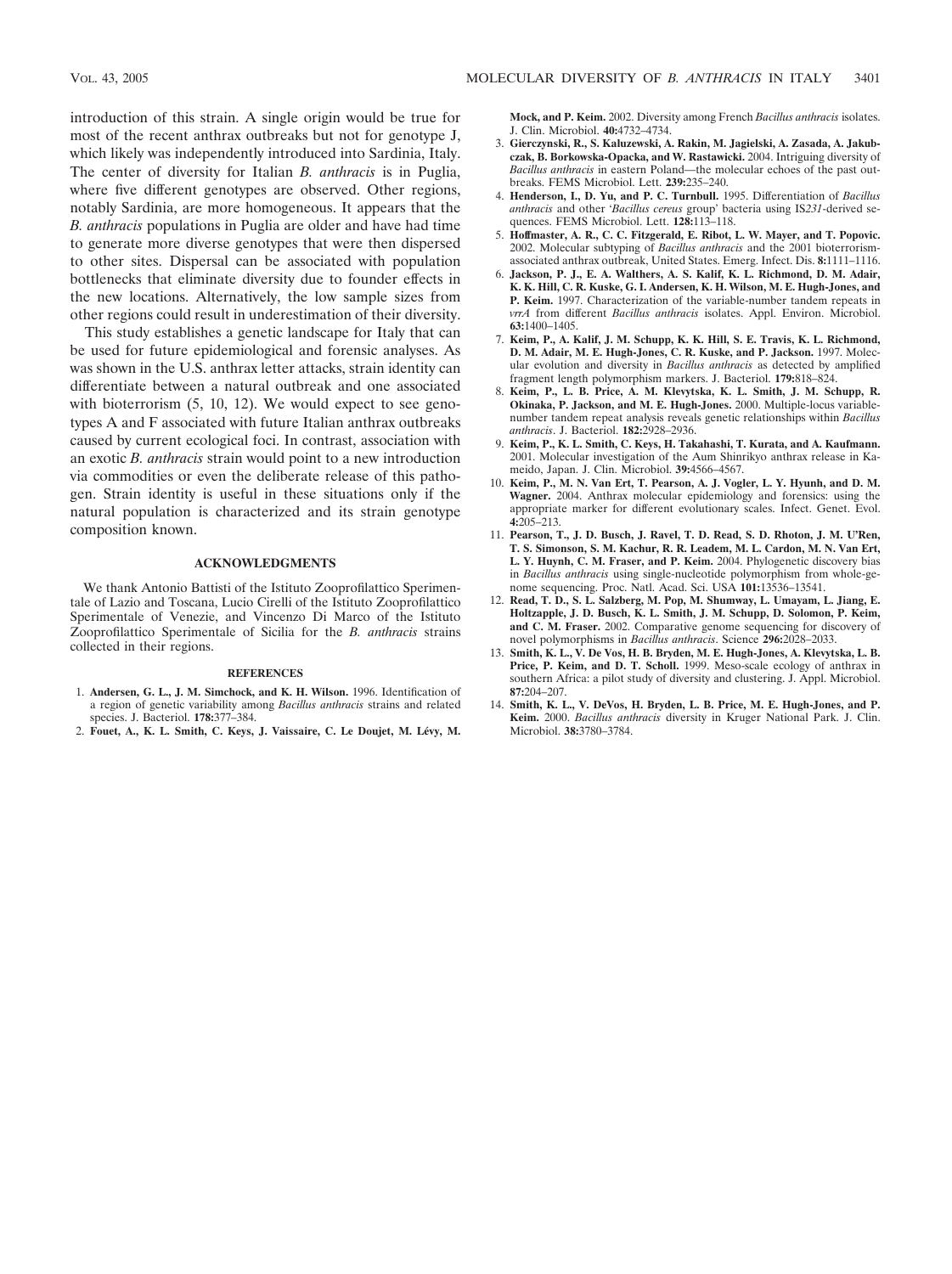introduction of this strain. A single origin would be true for most of the recent anthrax outbreaks but not for genotype J, which likely was independently introduced into Sardinia, Italy. The center of diversity for Italian *B. anthracis* is in Puglia, where five different genotypes are observed. Other regions, notably Sardinia, are more homogeneous. It appears that the *B. anthracis* populations in Puglia are older and have had time to generate more diverse genotypes that were then dispersed to other sites. Dispersal can be associated with population bottlenecks that eliminate diversity due to founder effects in the new locations. Alternatively, the low sample sizes from other regions could result in underestimation of their diversity.

This study establishes a genetic landscape for Italy that can be used for future epidemiological and forensic analyses. As was shown in the U.S. anthrax letter attacks, strain identity can differentiate between a natural outbreak and one associated with bioterrorism (5, 10, 12). We would expect to see genotypes A and F associated with future Italian anthrax outbreaks caused by current ecological foci. In contrast, association with an exotic *B. anthracis* strain would point to a new introduction via commodities or even the deliberate release of this pathogen. Strain identity is useful in these situations only if the natural population is characterized and its strain genotype composition known.

## ACKNOWLEDGMENTS

We thank Antonio Battisti of the Istituto Zooprofilattico Sperimentale of Lazio and Toscana, Lucio Cirelli of the Istituto Zooprofilattico Sperimentale of Venezie, and Vincenzo Di Marco of the Istituto Zooprofilattico Sperimentale of Sicilia for the *B. anthracis* strains collected in their regions.

## REFERENCES

1. **Andersen, G. L., J. M. Simchock, and K. H. Wilson.** 1996. Identification of a region of genetic variability among *Bacillus anthracis* strains and related species. J. Bacteriol. **178:**377–384.
2. **Fouet, A., K. L. Smith, C. Keys, J. Vaissaire, C. Le Doujet, M. Lévy, M. Mock, and P. Keim.** 2002. Diversity among French *Bacillus anthracis* isolates. J. Clin. Microbiol. **40:**4732–4734.
3. **Gierczynski, R., S. Kaluzewski, A. Rakin, M. Jagielski, A. Zasada, A. Jakubczak, B. Borkowska-Opacka, and W. Rastawicki.** 2004. Intriguing diversity of *Bacillus anthracis* in eastern Poland—the molecular echoes of the past outbreaks. FEMS Microbiol. Lett. **239:**235–240.
4. **Henderson, I., D. Yu, and P. C. Turnbull.** 1995. Differentiation of *Bacillus anthracis* and other '*Bacillus cereus* group' bacteria using IS*231*-derived sequences. FEMS Microbiol. Lett. **128:**113–118.
5. **Hoffmaster, A. R., C. C. Fitzgerald, E. Ribot, L. W. Mayer, and T. Popovic.** 2002. Molecular subtyping of *Bacillus anthracis* and the 2001 bioterrorism-associated anthrax outbreak, United States. Emerg. Infect. Dis. **8:**1111–1116.
6. **Jackson, P. J., E. A. Walthers, A. S. Kalif, K. L. Richmond, D. M. Adair, K. K. Hill, C. R. Kuske, G. I. Andersen, K. H. Wilson, M. E. Hugh-Jones, and P. Keim.** 1997. Characterization of the variable-number tandem repeats in *vrrA* from different *Bacillus anthracis* isolates. Appl. Environ. Microbiol. **63:**1400–1405.
7. **Keim, P., A. Kalif, J. M. Schupp, K. K. Hill, S. E. Travis, K. L. Richmond, D. M. Adair, M. E. Hugh-Jones, C. R. Kuske, and P. Jackson.** 1997. Molecular evolution and diversity in *Bacillus anthracis* as detected by amplified fragment length polymorphism markers. J. Bacteriol. **179:**818–824.
8. **Keim, P., L. B. Price, A. M. Klevytska, K. L. Smith, J. M. Schupp, R. Okinaka, P. Jackson, and M. E. Hugh-Jones.** 2000. Multiple-locus variable-number tandem repeat analysis reveals genetic relationships within *Bacillus anthracis*. J. Bacteriol. **182:**2928–2936.
9. **Keim, P., K. L. Smith, C. Keys, H. Takahashi, T. Kurata, and A. Kaufmann.** 2001. Molecular investigation of the Aum Shinrikyo anthrax release in Kameido, Japan. J. Clin. Microbiol. **39:**4566–4567.
10. **Keim, P., M. N. Van Ert, T. Pearson, A. J. Vogler, L. Y. Hyunh, and D. M. Wagner.** 2004. Anthrax molecular epidemiology and forensics: using the appropriate marker for different evolutionary scales. Infect. Genet. Evol. **4:**205–213.
11. **Pearson, T., J. D. Busch, J. Ravel, T. D. Read, S. D. Rhoton, J. M. U'Ren, T. S. Simonson, S. M. Kachur, R. R. Leadem, M. L. Cardon, M. N. Van Ert, L. Y. Huynh, C. M. Fraser, and P. Keim.** 2004. Phylogenetic discovery bias in *Bacillus anthracis* using single-nucleotide polymorphism from whole-genome sequencing. Proc. Natl. Acad. Sci. USA **101:**13536–13541.
12. **Read, T. D., S. L. Salzberg, M. Pop, M. Shumway, L. Umayam, L. Jiang, E. Holtzapple, J. D. Busch, K. L. Smith, J. M. Schupp, D. Solomon, P. Keim, and C. M. Fraser.** 2002. Comparative genome sequencing for discovery of novel polymorphisms in *Bacillus anthracis*. Science **296:**2028–2033.
13. **Smith, K. L., V. De Vos, H. B. Bryden, M. E. Hugh-Jones, A. Klevytska, L. B. Price, P. Keim, and D. T. Scholl.** 1999. Meso-scale ecology of anthrax in southern Africa: a pilot study of diversity and clustering. J. Appl. Microbiol. **87:**204–207.
14. **Smith, K. L., V. DeVos, H. Bryden, L. B. Price, M. E. Hugh-Jones, and P. Keim.** 2000. *Bacillus anthracis* diversity in Kruger National Park. J. Clin. Microbiol. **38:**3780–3784.